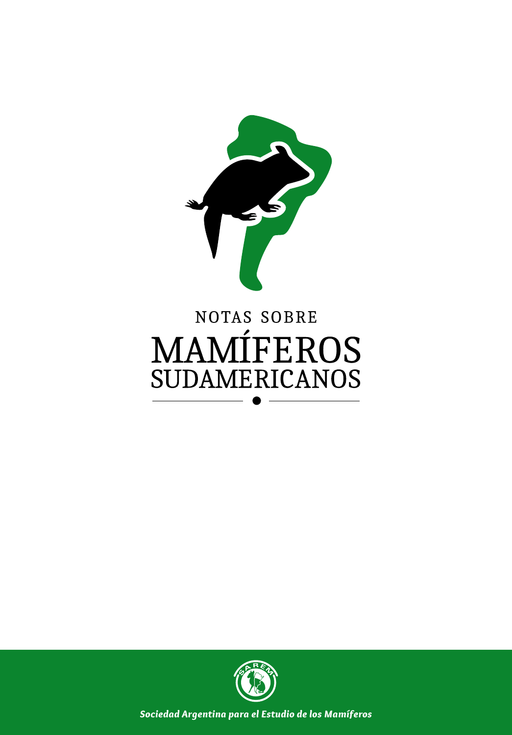# NOTAS SOBRE MAMÍFEROS SUDAMERICANOS

*Sociedad Argentina para el Estudio de los Mamíferos*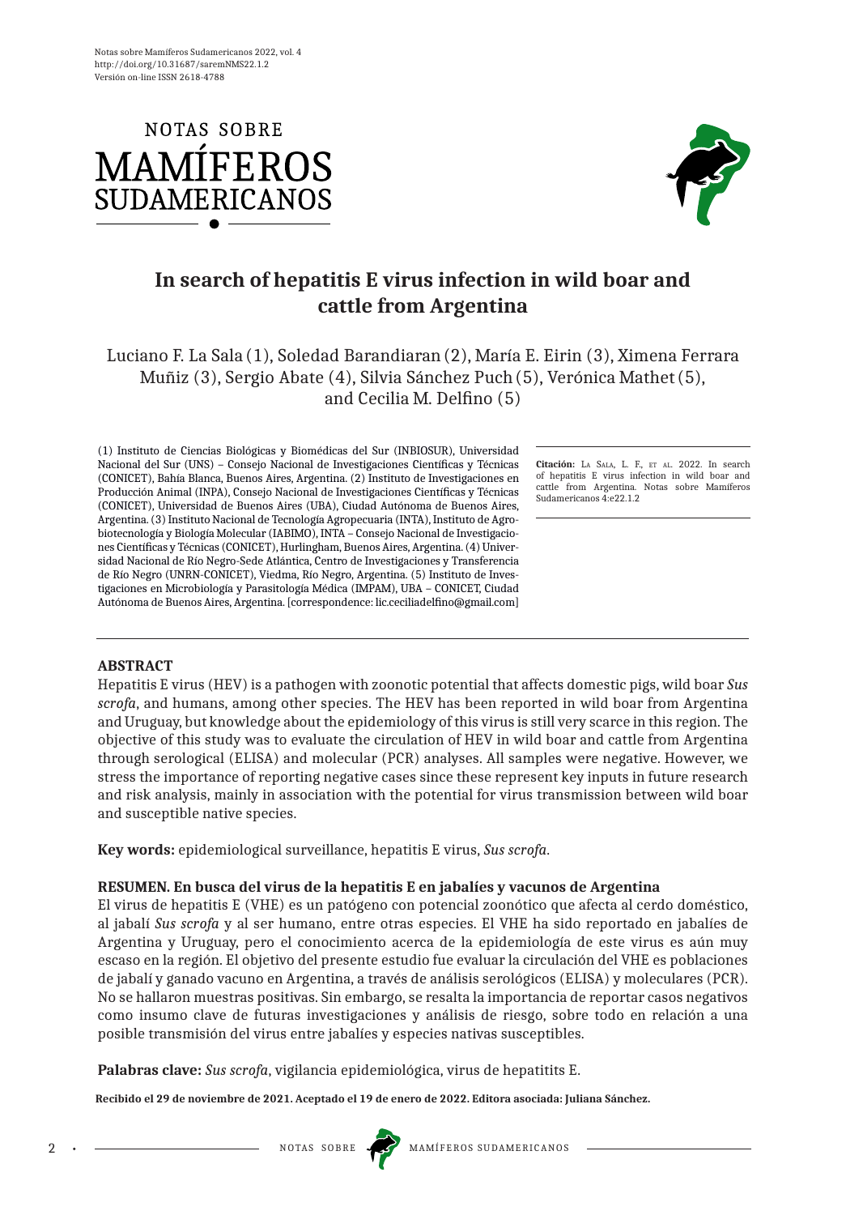# In search of hepatitis E virus infection in wild boar and cattle from Argentina

Luciano F. La Sala (1), Soledad Barandiaran (2), María E. Eirin (3), Ximena Ferrara Muñiz (3), Sergio Abate (4), Silvia Sánchez Puch (5), Verónica Mathet (5), and Cecilia M. Delfino (5)

(1) Instituto de Ciencias Biológicas y Biomédicas del Sur (INBIOSUR), Universidad Nacional del Sur (UNS) – Consejo Nacional de Investigaciones Científicas y Técnicas (CONICET), Bahía Blanca, Buenos Aires, Argentina. (2) Instituto de Investigaciones en Producción Animal (INPA), Consejo Nacional de Investigaciones Científicas y Técnicas (CONICET), Universidad de Buenos Aires (UBA), Ciudad Autónoma de Buenos Aires, Argentina. (3) Instituto Nacional de Tecnología Agropecuaria (INTA), Instituto de Agrobiotecnología y Biología Molecular (IABIMO), INTA – Consejo Nacional de Investigaciones Científicas y Técnicas (CONICET), Hurlingham, Buenos Aires, Argentina. (4) Universidad Nacional de Río Negro-Sede Atlántica, Centro de Investigaciones y Transferencia de Río Negro (UNRN-CONICET), Viedma, Río Negro, Argentina. (5) Instituto de Investigaciones en Microbiología y Parasitología Médica (IMPAM), UBA – CONICET, Ciudad Autónoma de Buenos Aires, Argentina. [correspondence: lic.ceciliadelfino@gmail.com]

**Citación:** La Sala, L. F., et al. 2022. In search of hepatitis E virus infection in wild boar and cattle from Argentina. Notas sobre Mamíferos Sudamericanos 4:e22.1.2

## ABSTRACT

Hepatitis E virus (HEV) is a pathogen with zoonotic potential that affects domestic pigs, wild boar *Sus scrofa*, and humans, among other species. The HEV has been reported in wild boar from Argentina and Uruguay, but knowledge about the epidemiology of this virus is still very scarce in this region. The objective of this study was to evaluate the circulation of HEV in wild boar and cattle from Argentina through serological (ELISA) and molecular (PCR) analyses. All samples were negative. However, we stress the importance of reporting negative cases since these represent key inputs in future research and risk analysis, mainly in association with the potential for virus transmission between wild boar and susceptible native species.

**Key words:** epidemiological surveillance, hepatitis E virus, *Sus scrofa*.

**RESUMEN. En busca del virus de la hepatitis E en jabalíes y vacunos de Argentina**

El virus de hepatitis E (VHE) es un patógeno con potencial zoonótico que afecta al cerdo doméstico, al jabalí *Sus scrofa* y al ser humano, entre otras especies. El VHE ha sido reportado en jabalíes de Argentina y Uruguay, pero el conocimiento acerca de la epidemiología de este virus es aún muy escaso en la región. El objetivo del presente estudio fue evaluar la circulación del VHE es poblaciones de jabalí y ganado vacuno en Argentina, a través de análisis serológicos (ELISA) y moleculares (PCR). No se hallaron muestras positivas. Sin embargo, se resalta la importancia de reportar casos negativos como insumo clave de futuras investigaciones y análisis de riesgo, sobre todo en relación a una posible transmisión del virus entre jabalíes y especies nativas susceptibles.

**Palabras clave:** *Sus scrofa*, vigilancia epidemiológica, virus de hepatitits E.

**Recibido el 29 de noviembre de 2021. Aceptado el 19 de enero de 2022. Editora asociada: Juliana Sánchez.**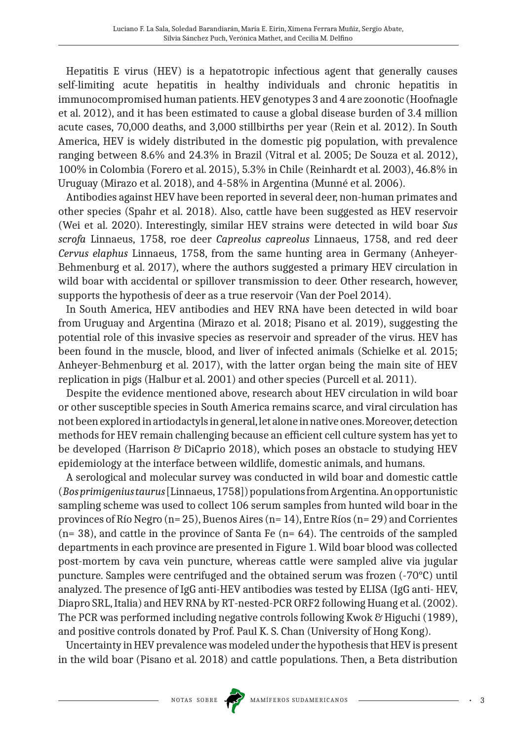Hepatitis E virus (HEV) is a hepatotropic infectious agent that generally causes self-limiting acute hepatitis in healthy individuals and chronic hepatitis in immunocompromised human patients. HEV genotypes 3 and 4 are zoonotic (Hoofnagle et al. 2012), and it has been estimated to cause a global disease burden of 3.4 million acute cases, 70,000 deaths, and 3,000 stillbirths per year (Rein et al. 2012). In South America, HEV is widely distributed in the domestic pig population, with prevalence ranging between 8.6% and 24.3% in Brazil (Vitral et al. 2005; De Souza et al. 2012), 100% in Colombia (Forero et al. 2015), 5.3% in Chile (Reinhardt et al. 2003), 46.8% in Uruguay (Mirazo et al. 2018), and 4-58% in Argentina (Munné et al. 2006).

Antibodies against HEV have been reported in several deer, non-human primates and other species (Spahr et al. 2018). Also, cattle have been suggested as HEV reservoir (Wei et al. 2020). Interestingly, similar HEV strains were detected in wild boar *Sus scrofa* Linnaeus, 1758, roe deer *Capreolus capreolus* Linnaeus, 1758, and red deer *Cervus elaphus* Linnaeus, 1758, from the same hunting area in Germany (Anheyer-Behmenburg et al. 2017), where the authors suggested a primary HEV circulation in wild boar with accidental or spillover transmission to deer. Other research, however, supports the hypothesis of deer as a true reservoir (Van der Poel 2014).

In South America, HEV antibodies and HEV RNA have been detected in wild boar from Uruguay and Argentina (Mirazo et al. 2018; Pisano et al. 2019), suggesting the potential role of this invasive species as reservoir and spreader of the virus. HEV has been found in the muscle, blood, and liver of infected animals (Schielke et al. 2015; Anheyer-Behmenburg et al. 2017), with the latter organ being the main site of HEV replication in pigs (Halbur et al. 2001) and other species (Purcell et al. 2011).

Despite the evidence mentioned above, research about HEV circulation in wild boar or other susceptible species in South America remains scarce, and viral circulation has not been explored in artiodactyls in general, let alone in native ones. Moreover, detection methods for HEV remain challenging because an efficient cell culture system has yet to be developed (Harrison & DiCaprio 2018), which poses an obstacle to studying HEV epidemiology at the interface between wildlife, domestic animals, and humans.

A serological and molecular survey was conducted in wild boar and domestic cattle (*Bos primigenius taurus* [Linnaeus, 1758]) populations from Argentina. An opportunistic sampling scheme was used to collect 106 serum samples from hunted wild boar in the provinces of Río Negro (n= 25), Buenos Aires (n= 14), Entre Ríos (n= 29) and Corrientes (n= 38), and cattle in the province of Santa Fe (n= 64). The centroids of the sampled departments in each province are presented in Figure 1. Wild boar blood was collected post-mortem by cava vein puncture, whereas cattle were sampled alive via jugular puncture. Samples were centrifuged and the obtained serum was frozen (-70°C) until analyzed. The presence of IgG anti-HEV antibodies was tested by ELISA (IgG anti- HEV, Diapro SRL, Italia) and HEV RNA by RT-nested-PCR ORF2 following Huang et al. (2002). The PCR was performed including negative controls following Kwok & Higuchi (1989), and positive controls donated by Prof. Paul K. S. Chan (University of Hong Kong).

Uncertainty in HEV prevalence was modeled under the hypothesis that HEV is present in the wild boar (Pisano et al. 2018) and cattle populations. Then, a Beta distribution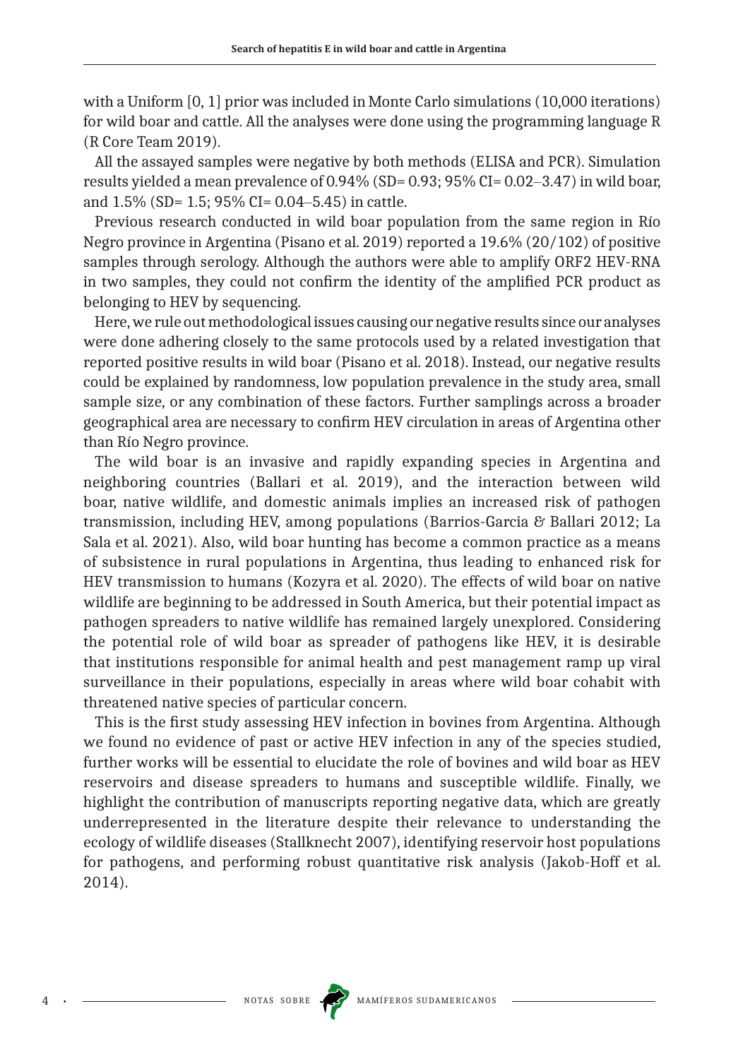with a Uniform [0, 1] prior was included in Monte Carlo simulations (10,000 iterations) for wild boar and cattle. All the analyses were done using the programming language R (R Core Team 2019).

All the assayed samples were negative by both methods (ELISA and PCR). Simulation results yielded a mean prevalence of 0.94% (SD= 0.93; 95% CI= 0.02–3.47) in wild boar, and 1.5% (SD= 1.5; 95% CI= 0.04–5.45) in cattle.

Previous research conducted in wild boar population from the same region in Río Negro province in Argentina (Pisano et al. 2019) reported a 19.6% (20/102) of positive samples through serology. Although the authors were able to amplify ORF2 HEV-RNA in two samples, they could not confirm the identity of the amplified PCR product as belonging to HEV by sequencing.

Here, we rule out methodological issues causing our negative results since our analyses were done adhering closely to the same protocols used by a related investigation that reported positive results in wild boar (Pisano et al. 2018). Instead, our negative results could be explained by randomness, low population prevalence in the study area, small sample size, or any combination of these factors. Further samplings across a broader geographical area are necessary to confirm HEV circulation in areas of Argentina other than Río Negro province.

The wild boar is an invasive and rapidly expanding species in Argentina and neighboring countries (Ballari et al. 2019), and the interaction between wild boar, native wildlife, and domestic animals implies an increased risk of pathogen transmission, including HEV, among populations (Barrios-Garcia & Ballari 2012; La Sala et al. 2021). Also, wild boar hunting has become a common practice as a means of subsistence in rural populations in Argentina, thus leading to enhanced risk for HEV transmission to humans (Kozyra et al. 2020). The effects of wild boar on native wildlife are beginning to be addressed in South America, but their potential impact as pathogen spreaders to native wildlife has remained largely unexplored. Considering the potential role of wild boar as spreader of pathogens like HEV, it is desirable that institutions responsible for animal health and pest management ramp up viral surveillance in their populations, especially in areas where wild boar cohabit with threatened native species of particular concern.

This is the first study assessing HEV infection in bovines from Argentina. Although we found no evidence of past or active HEV infection in any of the species studied, further works will be essential to elucidate the role of bovines and wild boar as HEV reservoirs and disease spreaders to humans and susceptible wildlife. Finally, we highlight the contribution of manuscripts reporting negative data, which are greatly underrepresented in the literature despite their relevance to understanding the ecology of wildlife diseases (Stallknecht 2007), identifying reservoir host populations for pathogens, and performing robust quantitative risk analysis (Jakob-Hoff et al. 2014).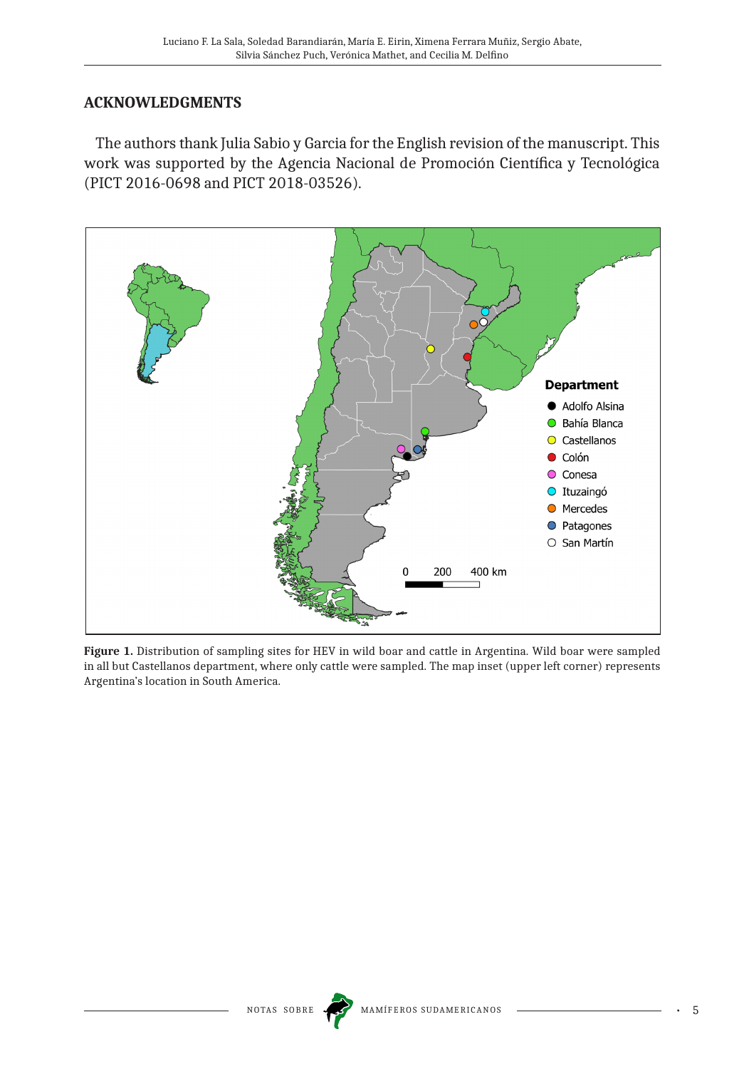## ACKNOWLEDGMENTS

The authors thank Julia Sabio y Garcia for the English revision of the manuscript. This work was supported by the Agencia Nacional de Promoción Científica y Tecnológica (PICT 2016-0698 and PICT 2018-03526).

**Figure 1.** Distribution of sampling sites for HEV in wild boar and cattle in Argentina. Wild boar were sampled in all but Castellanos department, where only cattle were sampled. The map inset (upper left corner) represents Argentina's location in South America.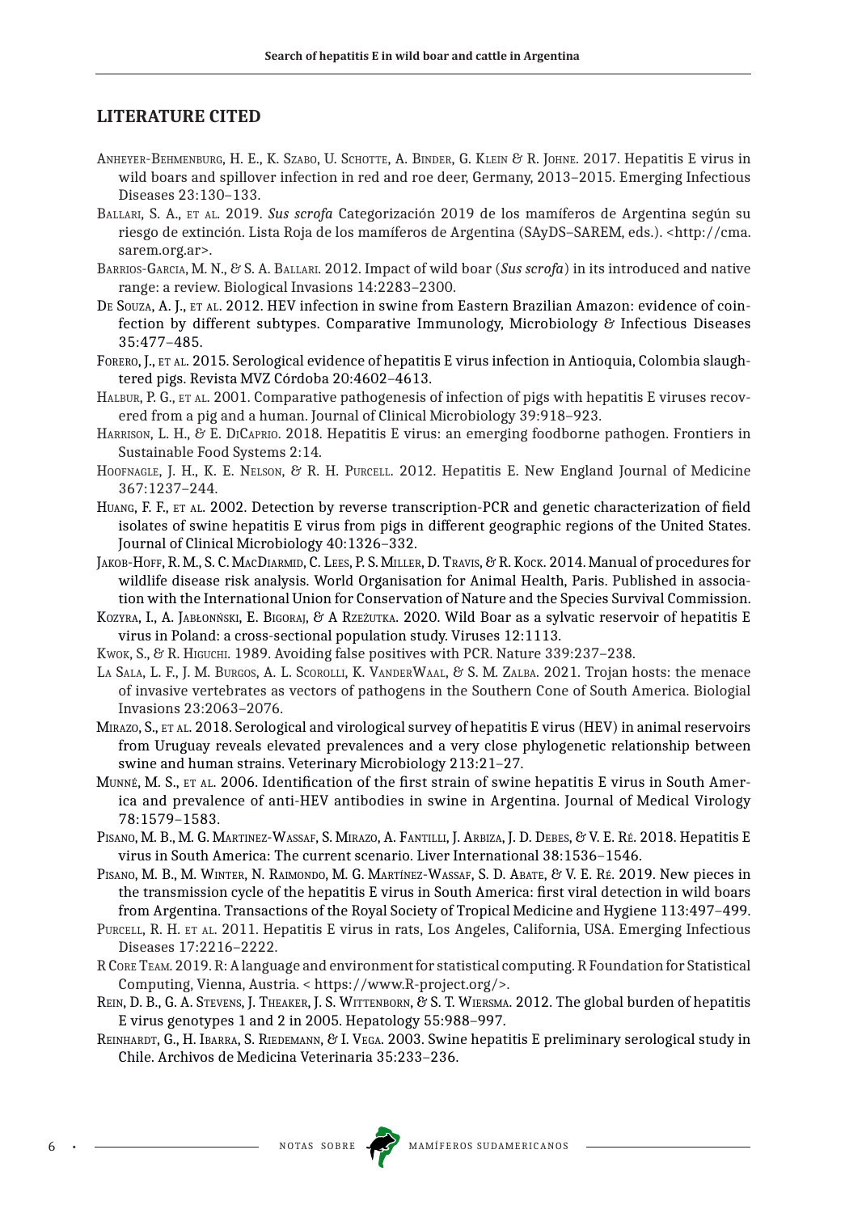## LITERATURE CITED

Anheyer-Behmenburg, H. E., K. Szabo, U. Schotte, A. Binder, G. Klein & R. Johne. 2017. Hepatitis E virus in wild boars and spillover infection in red and roe deer, Germany, 2013–2015. Emerging Infectious Diseases 23:130–133.

Ballari, S. A., et al. 2019. *Sus scrofa* Categorización 2019 de los mamíferos de Argentina según su riesgo de extinción. Lista Roja de los mamíferos de Argentina (SAyDS–SAREM, eds.). <http://cma.sarem.org.ar>.

Barrios-Garcia, M. N., & S. A. Ballari. 2012. Impact of wild boar (*Sus scrofa*) in its introduced and native range: a review. Biological Invasions 14:2283–2300.

De Souza, A. J., et al. 2012. HEV infection in swine from Eastern Brazilian Amazon: evidence of coinfection by different subtypes. Comparative Immunology, Microbiology & Infectious Diseases 35:477–485.

Forero, J., et al. 2015. Serological evidence of hepatitis E virus infection in Antioquia, Colombia slaughtered pigs. Revista MVZ Córdoba 20:4602–4613.

Halbur, P. G., et al. 2001. Comparative pathogenesis of infection of pigs with hepatitis E viruses recovered from a pig and a human. Journal of Clinical Microbiology 39:918–923.

Harrison, L. H., & E. DiCaprio. 2018. Hepatitis E virus: an emerging foodborne pathogen. Frontiers in Sustainable Food Systems 2:14.

Hoofnagle, J. H., K. E. Nelson, & R. H. Purcell. 2012. Hepatitis E. New England Journal of Medicine 367:1237–244.

Huang, F. F., et al. 2002. Detection by reverse transcription-PCR and genetic characterization of field isolates of swine hepatitis E virus from pigs in different geographic regions of the United States. Journal of Clinical Microbiology 40:1326–332.

Jakob-Hoff, R. M., S. C. MacDiarmid, C. Lees, P. S. Miller, D. Travis, & R. Kock. 2014. Manual of procedures for wildlife disease risk analysis. World Organisation for Animal Health, Paris. Published in association with the International Union for Conservation of Nature and the Species Survival Commission.

Kozyra, I., A. Jabłońśki, E. Bigoraj, & A Rzeżutka. 2020. Wild Boar as a sylvatic reservoir of hepatitis E virus in Poland: a cross-sectional population study. Viruses 12:1113.

Kwok, S., & R. Higuchi. 1989. Avoiding false positives with PCR. Nature 339:237–238.

La Sala, L. F., J. M. Burgos, A. L. Scorolli, K. VanderWaal, & S. M. Zalba. 2021. Trojan hosts: the menace of invasive vertebrates as vectors of pathogens in the Southern Cone of South America. Biologial Invasions 23:2063–2076.

Mirazo, S., et al. 2018. Serological and virological survey of hepatitis E virus (HEV) in animal reservoirs from Uruguay reveals elevated prevalences and a very close phylogenetic relationship between swine and human strains. Veterinary Microbiology 213:21–27.

Munné, M. S., et al. 2006. Identification of the first strain of swine hepatitis E virus in South America and prevalence of anti-HEV antibodies in swine in Argentina. Journal of Medical Virology 78:1579–1583.

Pisano, M. B., M. G. Martinez-Wassaf, S. Mirazo, A. Fantilli, J. Arbiza, J. D. Debes, & V. E. Ré. 2018. Hepatitis E virus in South America: The current scenario. Liver International 38:1536–1546.

Pisano, M. B., M. Winter, N. Raimondo, M. G. Martínez-Wassaf, S. D. Abate, & V. E. Ré. 2019. New pieces in the transmission cycle of the hepatitis E virus in South America: first viral detection in wild boars from Argentina. Transactions of the Royal Society of Tropical Medicine and Hygiene 113:497–499.

Purcell, R. H. et al. 2011. Hepatitis E virus in rats, Los Angeles, California, USA. Emerging Infectious Diseases 17:2216–2222.

R Core Team. 2019. R: A language and environment for statistical computing. R Foundation for Statistical Computing, Vienna, Austria. < https://www.R-project.org/>.

Rein, D. B., G. A. Stevens, J. Theaker, J. S. Wittenborn, & S. T. Wiersma. 2012. The global burden of hepatitis E virus genotypes 1 and 2 in 2005. Hepatology 55:988–997.

Reinhardt, G., H. Ibarra, S. Riedemann, & I. Vega. 2003. Swine hepatitis E preliminary serological study in Chile. Archivos de Medicina Veterinaria 35:233–236.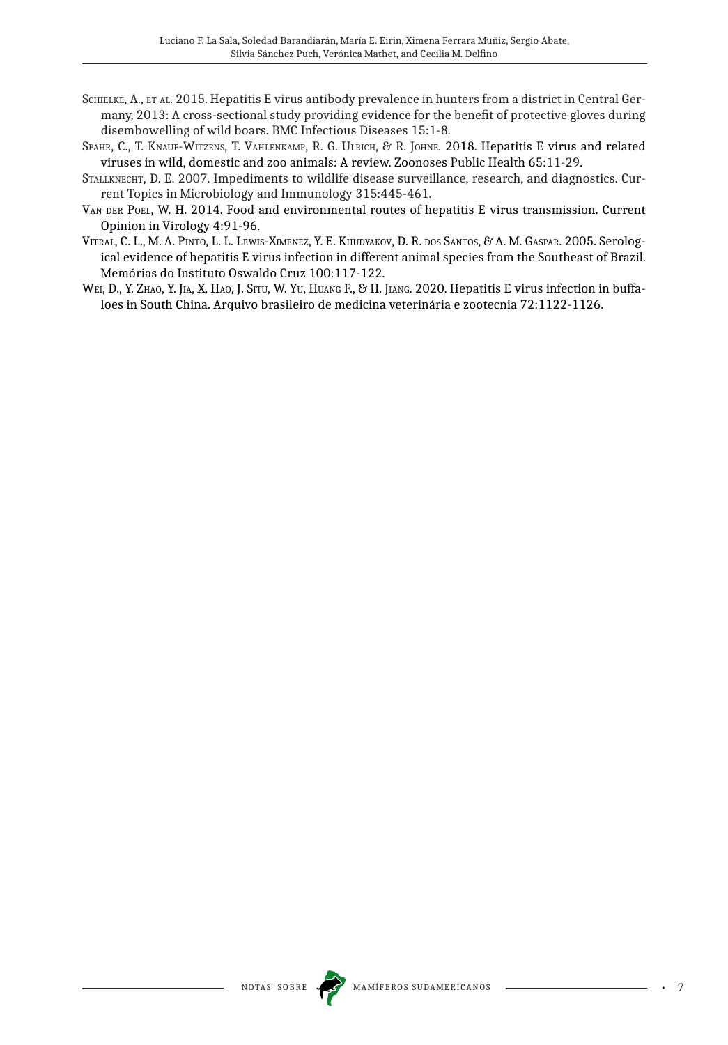Schielke, A., et al. 2015. Hepatitis E virus antibody prevalence in hunters from a district in Central Germany, 2013: A cross-sectional study providing evidence for the benefit of protective gloves during disembowelling of wild boars. BMC Infectious Diseases 15:1-8.

Spahr, C., T. Knauf-Witzens, T. Vahlenkamp, R. G. Ulrich, & R. Johne. 2018. Hepatitis E virus and related viruses in wild, domestic and zoo animals: A review. Zoonoses Public Health 65:11-29.

Stallknecht, D. E. 2007. Impediments to wildlife disease surveillance, research, and diagnostics. Current Topics in Microbiology and Immunology 315:445-461.

Van der Poel, W. H. 2014. Food and environmental routes of hepatitis E virus transmission. Current Opinion in Virology 4:91-96.

Vitral, C. L., M. A. Pinto, L. L. Lewis-Ximenez, Y. E. Khudyakov, D. R. dos Santos, & A. M. Gaspar. 2005. Serological evidence of hepatitis E virus infection in different animal species from the Southeast of Brazil. Memórias do Instituto Oswaldo Cruz 100:117-122.

Wei, D., Y. Zhao, Y. Jia, X. Hao, J. Situ, W. Yu, Huang F., & H. Jiang. 2020. Hepatitis E virus infection in buffaloes in South China. Arquivo brasileiro de medicina veterinária e zootecnia 72:1122-1126.